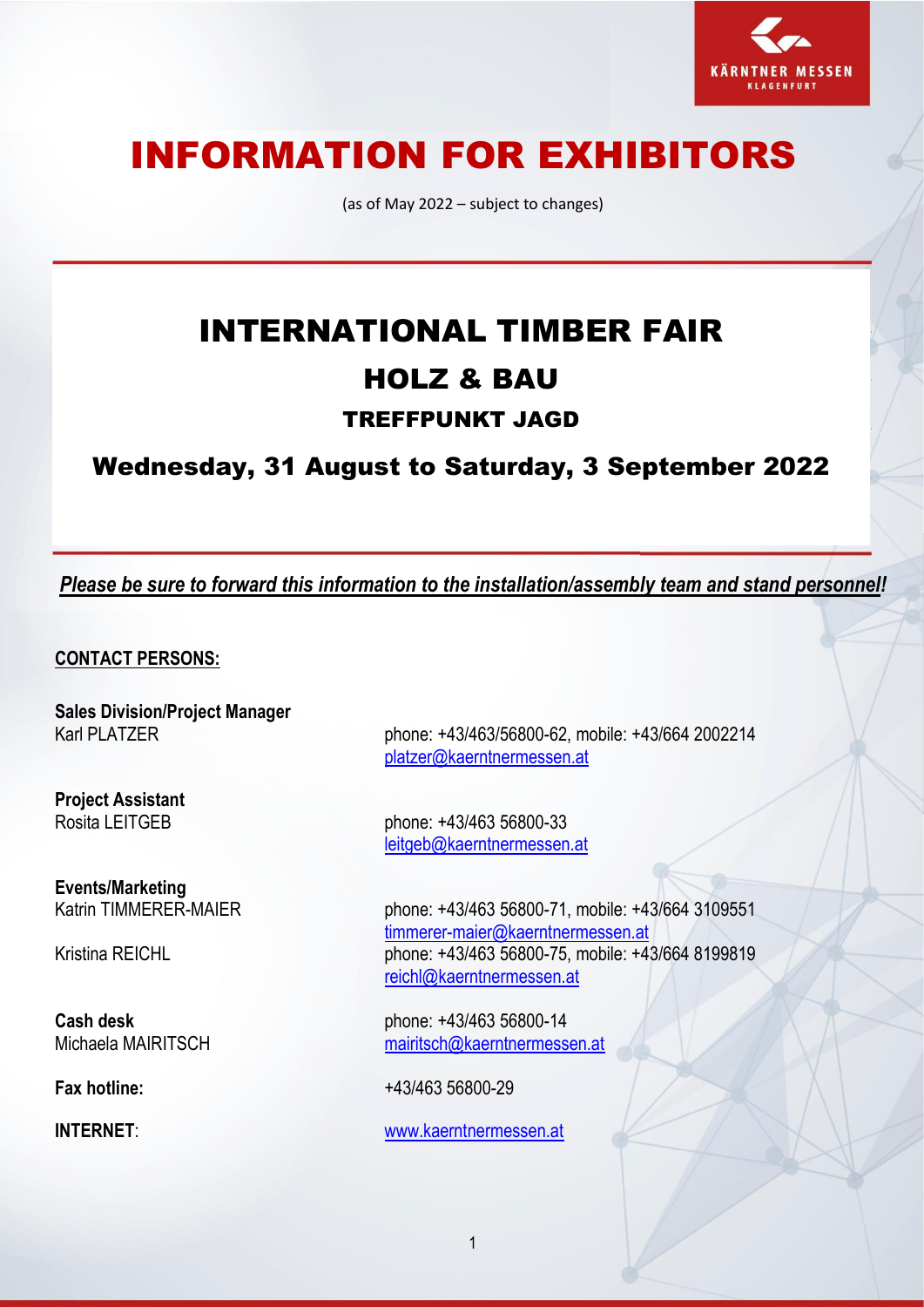# INFORMATION FOR EXHIBITORS

(as of May 2022 – subject to changes)

## INTERNATIONAL TIMBER FAIR

## HOLZ & BAU

### TREFFPUNKT JAGD

### Wednesday, 31 August to Saturday, 3 September 2022

***Please be sure to forward this information to the installation/assembly team and stand personnel!***

**CONTACT PERSONS:**

**Sales Division/Project Manager**
Karl PLATZER — phone: +43/463/56800-62, mobile: +43/664 2002214
platzer@kaerntnermessen.at

**Project Assistant**
Rosita LEITGEB — phone: +43/463 56800-33
leitgeb@kaerntnermessen.at

**Events/Marketing**
Katrin TIMMERER-MAIER — phone: +43/463 56800-71, mobile: +43/664 3109551
timmerer-maier@kaerntnermessen.at

Kristina REICHL — phone: +43/463 56800-75, mobile: +43/664 8199819
reichl@kaerntnermessen.at

**Cash desk**
Michaela MAIRITSCH — phone: +43/463 56800-14
mairitsch@kaerntnermessen.at

**Fax hotline:** +43/463 56800-29

**INTERNET**: www.kaerntnermessen.at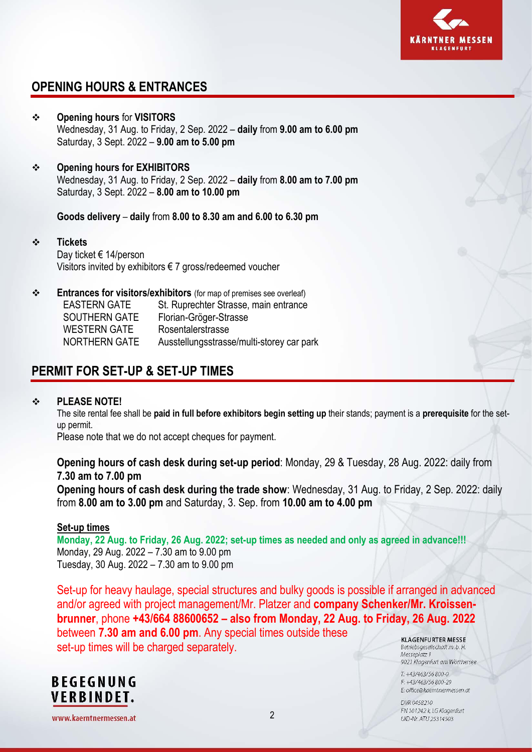## OPENING HOURS & ENTRANCES

- **Opening hours** for **VISITORS**
  Wednesday, 31 Aug. to Friday, 2 Sep. 2022 – **daily** from **9.00 am to 6.00 pm**
  Saturday, 3 Sept. 2022 – **9.00 am to 5.00 pm**

- **Opening hours for EXHIBITORS**
  Wednesday, 31 Aug. to Friday, 2 Sep. 2022 – **daily** from **8.00 am to 7.00 pm**
  Saturday, 3 Sept. 2022 – **8.00 am to 10.00 pm**

  **Goods delivery** – **daily** from **8.00 to 8.30 am and 6.00 to 6.30 pm**

- **Tickets**
  Day ticket € 14/person
  Visitors invited by exhibitors € 7 gross/redeemed voucher

- **Entrances for visitors/exhibitors** (for map of premises see overleaf)

| | |
|---|---|
| EASTERN GATE | St. Ruprechter Strasse, main entrance |
| SOUTHERN GATE | Florian-Gröger-Strasse |
| WESTERN GATE | Rosentalerstrasse |
| NORTHERN GATE | Ausstellungsstrasse/multi-storey car park |

## PERMIT FOR SET-UP & SET-UP TIMES

- **PLEASE NOTE!**
  The site rental fee shall be **paid in full before exhibitors begin setting up** their stands; payment is a **prerequisite** for the set-up permit.
  Please note that we do not accept cheques for payment.

  **Opening hours of cash desk during set-up period**: Monday, 29 & Tuesday, 28 Aug. 2022: daily from **7.30 am to 7.00 pm**
  **Opening hours of cash desk during the trade show**: Wednesday, 31 Aug. to Friday, 2 Sep. 2022: daily from **8.00 am to 3.00 pm** and Saturday, 3. Sep. from **10.00 am to 4.00 pm**

  **Set-up times**
  **Monday, 22 Aug. to Friday, 26 Aug. 2022; set-up times as needed and only as agreed in advance!!!**
  Monday, 29 Aug. 2022 – 7.30 am to 9.00 pm
  Tuesday, 30 Aug. 2022 – 7.30 am to 9.00 pm

Set-up for heavy haulage, special structures and bulky goods is possible if arranged in advanced and/or agreed with project management/Mr. Platzer and **company Schenker/Mr. Kroissen-brunner**, phone **+43/664 88600652 – also from Monday, 22 Aug. to Friday, 26 Aug. 2022** between **7.30 am and 6.00 pm**. Any special times outside these set-up times will be charged separately.

**BEGEGNUNG VERBINDET.**

KLAGENFURTER MESSE
Betriebsgesellschaft m. b. H.
Messeplatz 1
9021 Klagenfurt am Wörthersee

T: +43/463/56 800-0
F: +43/463/56 800-29
E: office@kaerntnermessen.at

DVR 0458210
FN 101242 k, LG Klagenfurt
UID-Nr. ATU 25314503

www.kaerntnermessen.at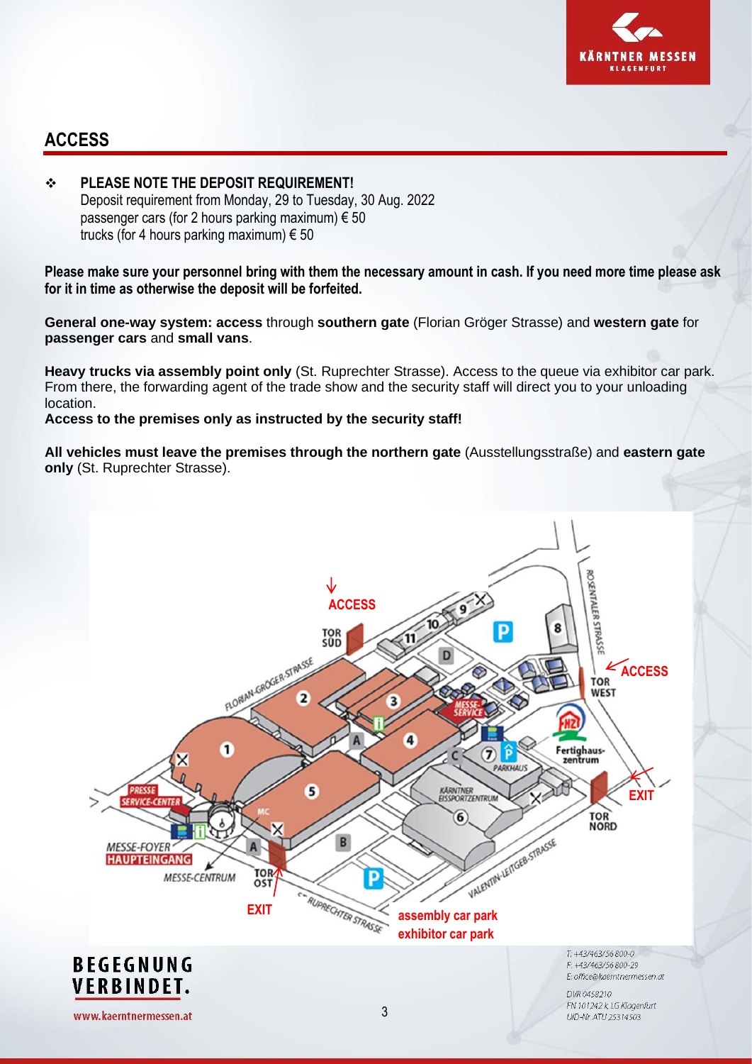## ACCESS

- **PLEASE NOTE THE DEPOSIT REQUIREMENT!**
  Deposit requirement from Monday, 29 to Tuesday, 30 Aug. 2022
  passenger cars (for 2 hours parking maximum) € 50
  trucks (for 4 hours parking maximum) € 50

**Please make sure your personnel bring with them the necessary amount in cash. If you need more time please ask for it in time as otherwise the deposit will be forfeited.**

**General one-way system: access** through **southern gate** (Florian Gröger Strasse) and **western gate** for **passenger cars** and **small vans**.

**Heavy trucks via assembly point only** (St. Ruprechter Strasse). Access to the queue via exhibitor car park. From there, the forwarding agent of the trade show and the security staff will direct you to your unloading location.
**Access to the premises only as instructed by the security staff!**

**All vehicles must leave the premises through the northern gate** (Ausstellungsstraße) and **eastern gate only** (St. Ruprechter Strasse).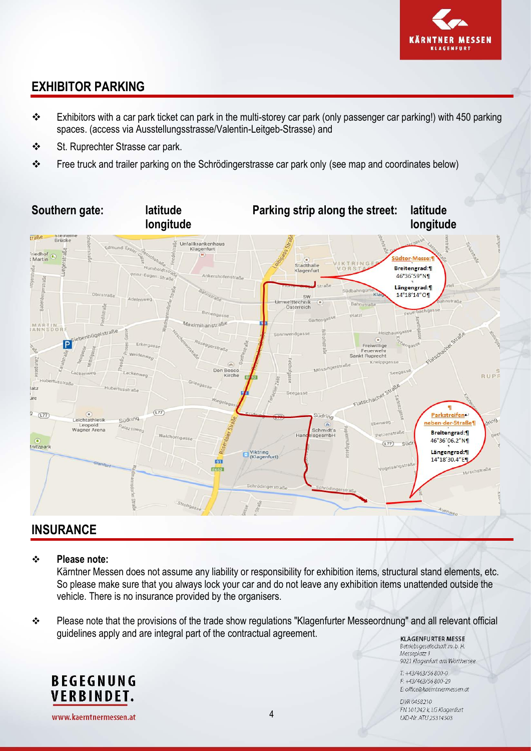## EXHIBITOR PARKING

- Exhibitors with a car park ticket can park in the multi-storey car park (only passenger car parking!) with 450 parking spaces. (access via Ausstellungsstrasse/Valentin-Leitgeb-Strasse) and
- St. Ruprechter Strasse car park.
- Free truck and trailer parking on the Schrödingerstrasse car park only (see map and coordinates below)

**Southern gate:** **latitude longitude** **Parking strip along the street:** **latitude longitude**

Südtor-Messe:
Breitengrad: 46°36'59"N
Längengrad: 14°18'14"O

Parkstreifen neben der Straße
Breitengrad: 46°36'06.2"N
Längengrad: 14°18'30.4"E

## INSURANCE

- **Please note:**
  Kärntner Messen does not assume any liability or responsibility for exhibition items, structural stand elements, etc. So please make sure that you always lock your car and do not leave any exhibition items unattended outside the vehicle. There is no insurance provided by the organisers.
- Please note that the provisions of the trade show regulations "Klagenfurter Messeordnung" and all relevant official guidelines apply and are integral part of the contractual agreement.

KLAGENFURTER MESSE
Betriebsgesellschaft m. b. H.
Messeplatz 1
9021 Klagenfurt am Wörthersee

T: +43/463/56 800-0
F: +43/463/56 800-29
E: office@kaerntnermessen.at

DVR 0458210
FN 101242 k, LG Klagenfurt
UID-Nr. ATU 25314503

BEGEGNUNG VERBINDET.

www.kaerntnermessen.at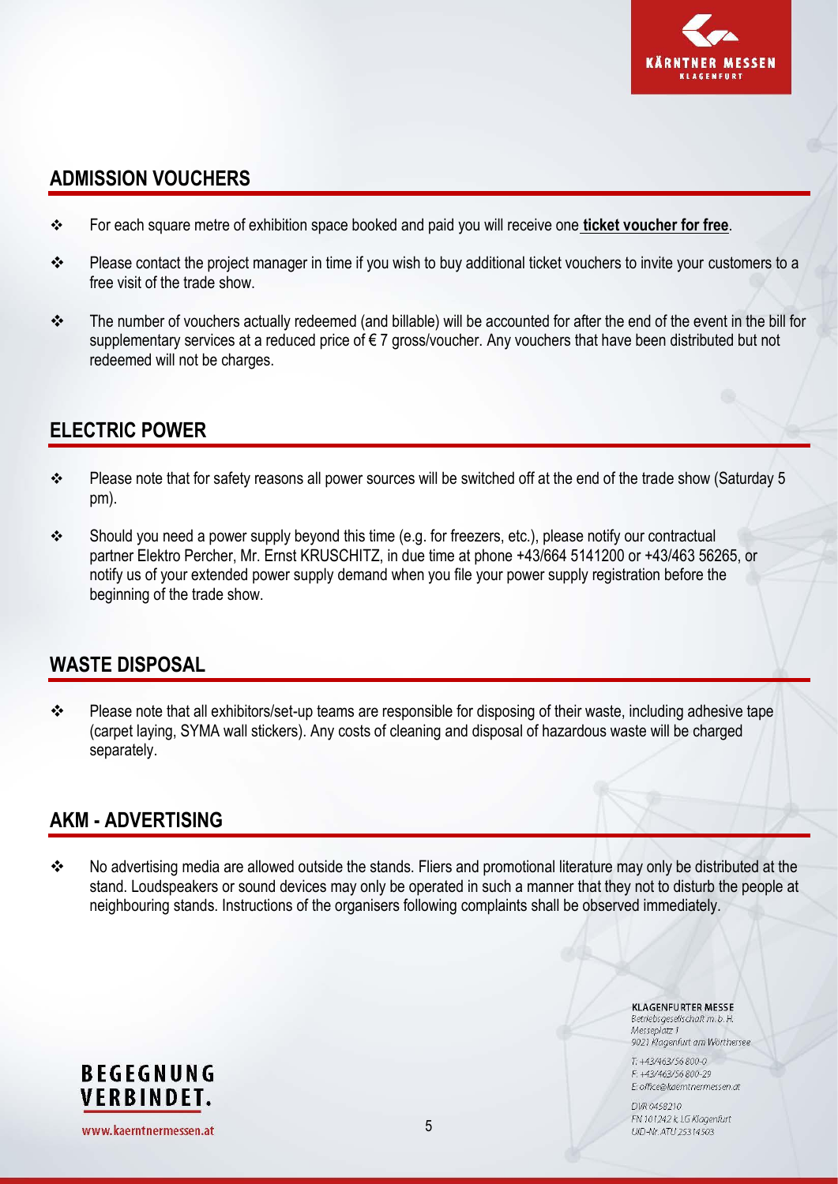## ADMISSION VOUCHERS

- For each square metre of exhibition space booked and paid you will receive one **ticket voucher for free**.
- Please contact the project manager in time if you wish to buy additional ticket vouchers to invite your customers to a free visit of the trade show.
- The number of vouchers actually redeemed (and billable) will be accounted for after the end of the event in the bill for supplementary services at a reduced price of € 7 gross/voucher. Any vouchers that have been distributed but not redeemed will not be charges.

## ELECTRIC POWER

- Please note that for safety reasons all power sources will be switched off at the end of the trade show (Saturday 5 pm).
- Should you need a power supply beyond this time (e.g. for freezers, etc.), please notify our contractual partner Elektro Percher, Mr. Ernst KRUSCHITZ, in due time at phone +43/664 5141200 or +43/463 56265, or notify us of your extended power supply demand when you file your power supply registration before the beginning of the trade show.

## WASTE DISPOSAL

- Please note that all exhibitors/set-up teams are responsible for disposing of their waste, including adhesive tape (carpet laying, SYMA wall stickers). Any costs of cleaning and disposal of hazardous waste will be charged separately.

## AKM - ADVERTISING

- No advertising media are allowed outside the stands. Fliers and promotional literature may only be distributed at the stand. Loudspeakers or sound devices may only be operated in such a manner that they not to disturb the people at neighbouring stands. Instructions of the organisers following complaints shall be observed immediately.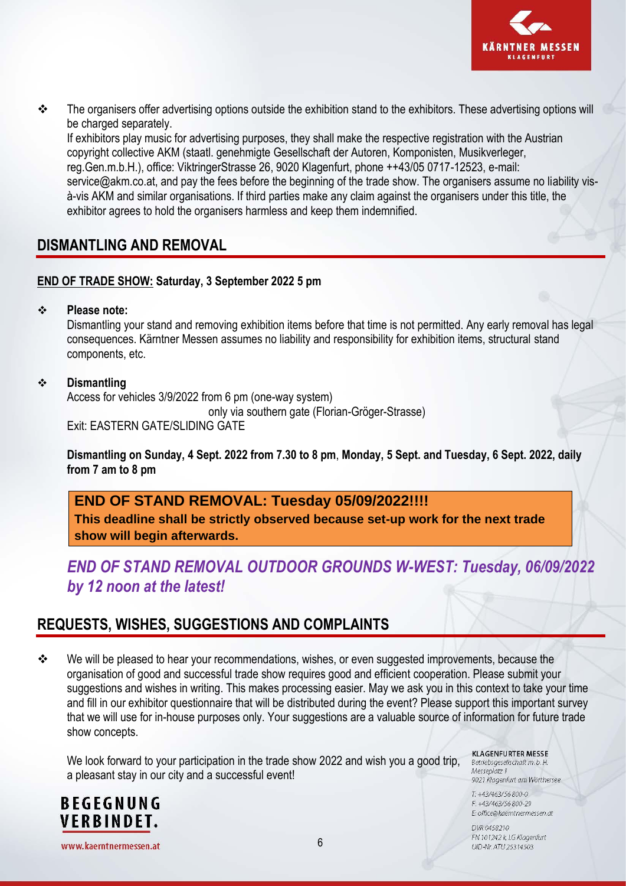- The organisers offer advertising options outside the exhibition stand to the exhibitors. These advertising options will be charged separately.
  If exhibitors play music for advertising purposes, they shall make the respective registration with the Austrian copyright collective AKM (staatl. genehmigte Gesellschaft der Autoren, Komponisten, Musikverleger, reg.Gen.m.b.H.), office: ViktringerStrasse 26, 9020 Klagenfurt, phone ++43/05 0717-12523, e-mail: service@akm.co.at, and pay the fees before the beginning of the trade show. The organisers assume no liability vis-à-vis AKM and similar organisations. If third parties make any claim against the organisers under this title, the exhibitor agrees to hold the organisers harmless and keep them indemnified.

## DISMANTLING AND REMOVAL

**END OF TRADE SHOW: Saturday, 3 September 2022 5 pm**

- **Please note:**
  Dismantling your stand and removing exhibition items before that time is not permitted. Any early removal has legal consequences. Kärntner Messen assumes no liability and responsibility for exhibition items, structural stand components, etc.

- **Dismantling**
  Access for vehicles 3/9/2022 from 6 pm (one-way system)
  only via southern gate (Florian-Gröger-Strasse)
  Exit: EASTERN GATE/SLIDING GATE

  **Dismantling on Sunday, 4 Sept. 2022 from 7.30 to 8 pm**, **Monday, 5 Sept. and Tuesday, 6 Sept. 2022, daily from 7 am to 8 pm**

  **END OF STAND REMOVAL: Tuesday 05/09/2022!!!!**
  **This deadline shall be strictly observed because set-up work for the next trade show will begin afterwards.**

  ***END OF STAND REMOVAL OUTDOOR GROUNDS W-WEST: Tuesday, 06/09/2022 by 12 noon at the latest!***

## REQUESTS, WISHES, SUGGESTIONS AND COMPLAINTS

- We will be pleased to hear your recommendations, wishes, or even suggested improvements, because the organisation of good and successful trade show requires good and efficient cooperation. Please submit your suggestions and wishes in writing. This makes processing easier. May we ask you in this context to take your time and fill in our exhibitor questionnaire that will be distributed during the event? Please support this important survey that we will use for in-house purposes only. Your suggestions are a valuable source of information for future trade show concepts.

  We look forward to your participation in the trade show 2022 and wish you a good trip, a pleasant stay in our city and a successful event!

**BEGEGNUNG VERBINDET.**

www.kaerntnermessen.at

KLAGENFURTER MESSE
Betriebsgesellschaft m. b. H.
Messeplatz 1
9021 Klagenfurt am Wörthersee

T: +43/463/56 800-0
F: +43/463/56 800-29
E: office@kaerntnermessen.at

DVR 0458210
FN 101242 k, LG Klagenfurt
UID-Nr. ATU 25314503